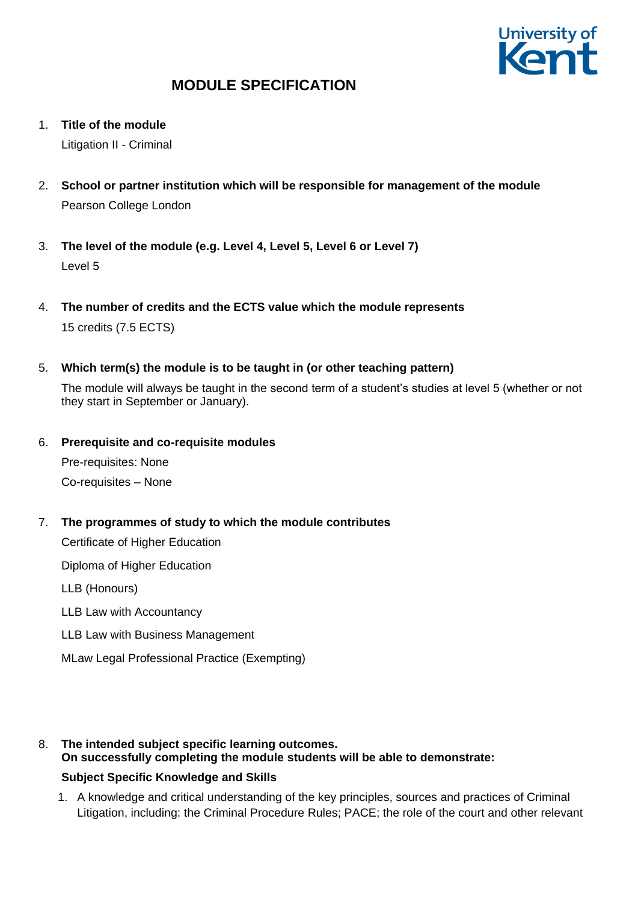# MODULE SPECIFICATION

1. **Title of the module**

   Litigation II - Criminal

2. **School or partner institution which will be responsible for management of the module**

   Pearson College London

3. **The level of the module (e.g. Level 4, Level 5, Level 6 or Level 7)**

   Level 5

4. **The number of credits and the ECTS value which the module represents**

   15 credits (7.5 ECTS)

5. **Which term(s) the module is to be taught in (or other teaching pattern)**

   The module will always be taught in the second term of a student's studies at level 5 (whether or not they start in September or January).

6. **Prerequisite and co-requisite modules**

   Pre-requisites: None

   Co-requisites – None

7. **The programmes of study to which the module contributes**

   Certificate of Higher Education

   Diploma of Higher Education

   LLB (Honours)

   LLB Law with Accountancy

   LLB Law with Business Management

   MLaw Legal Professional Practice (Exempting)

8. **The intended subject specific learning outcomes.**
   **On successfully completing the module students will be able to demonstrate:**

   **Subject Specific Knowledge and Skills**

   1. A knowledge and critical understanding of the key principles, sources and practices of Criminal Litigation, including: the Criminal Procedure Rules; PACE; the role of the court and other relevant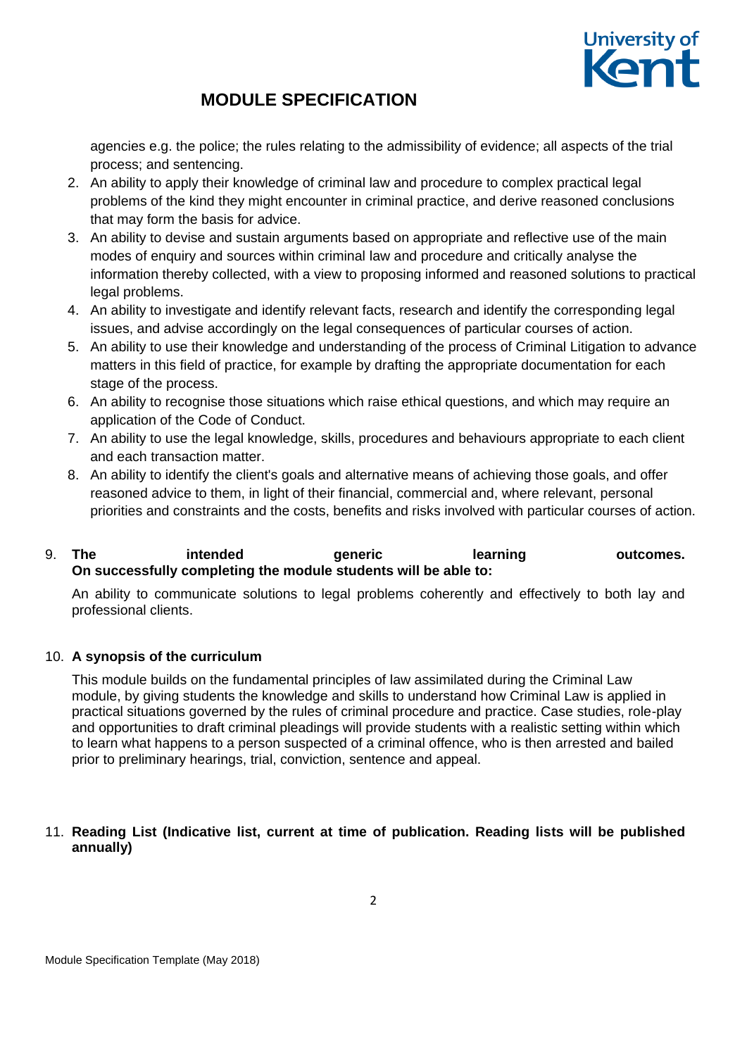## MODULE SPECIFICATION

agencies e.g. the police; the rules relating to the admissibility of evidence; all aspects of the trial process; and sentencing.

2. An ability to apply their knowledge of criminal law and procedure to complex practical legal problems of the kind they might encounter in criminal practice, and derive reasoned conclusions that may form the basis for advice.
3. An ability to devise and sustain arguments based on appropriate and reflective use of the main modes of enquiry and sources within criminal law and procedure and critically analyse the information thereby collected, with a view to proposing informed and reasoned solutions to practical legal problems.
4. An ability to investigate and identify relevant facts, research and identify the corresponding legal issues, and advise accordingly on the legal consequences of particular courses of action.
5. An ability to use their knowledge and understanding of the process of Criminal Litigation to advance matters in this field of practice, for example by drafting the appropriate documentation for each stage of the process.
6. An ability to recognise those situations which raise ethical questions, and which may require an application of the Code of Conduct.
7. An ability to use the legal knowledge, skills, procedures and behaviours appropriate to each client and each transaction matter.
8. An ability to identify the client's goals and alternative means of achieving those goals, and offer reasoned advice to them, in light of their financial, commercial and, where relevant, personal priorities and constraints and the costs, benefits and risks involved with particular courses of action.

9. **The intended generic learning outcomes. On successfully completing the module students will be able to:**

An ability to communicate solutions to legal problems coherently and effectively to both lay and professional clients.

10. **A synopsis of the curriculum**

This module builds on the fundamental principles of law assimilated during the Criminal Law module, by giving students the knowledge and skills to understand how Criminal Law is applied in practical situations governed by the rules of criminal procedure and practice. Case studies, role-play and opportunities to draft criminal pleadings will provide students with a realistic setting within which to learn what happens to a person suspected of a criminal offence, who is then arrested and bailed prior to preliminary hearings, trial, conviction, sentence and appeal.

11. **Reading List (Indicative list, current at time of publication. Reading lists will be published annually)**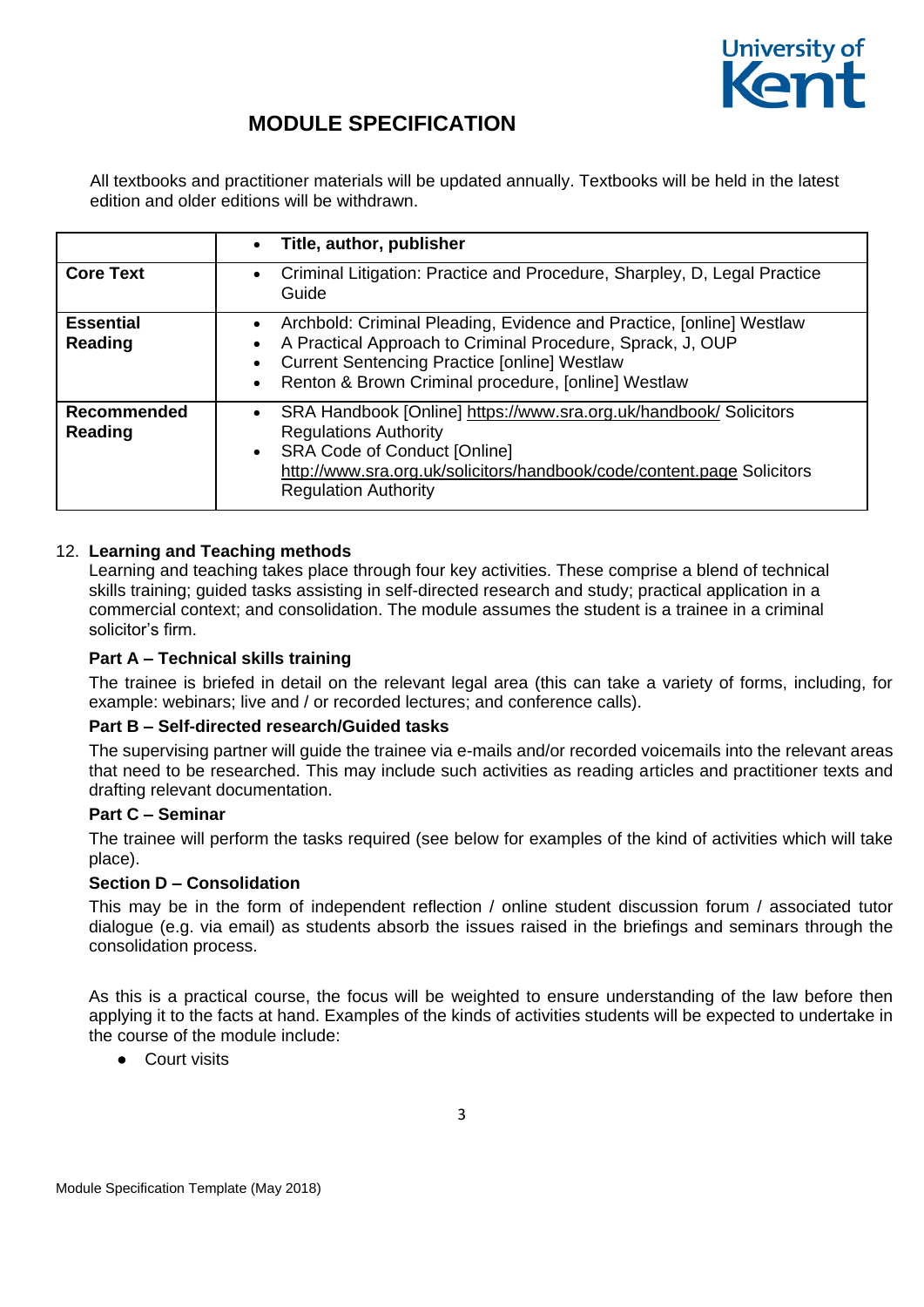# MODULE SPECIFICATION

All textbooks and practitioner materials will be updated annually. Textbooks will be held in the latest edition and older editions will be withdrawn.

| | Title, author, publisher |
|---|---|
| **Core Text** | • Criminal Litigation: Practice and Procedure, Sharpley, D, Legal Practice Guide |
| **Essential Reading** | • Archbold: Criminal Pleading, Evidence and Practice, [online] Westlaw<br>• A Practical Approach to Criminal Procedure, Sprack, J, OUP<br>• Current Sentencing Practice [online] Westlaw<br>• Renton & Brown Criminal procedure, [online] Westlaw |
| **Recommended Reading** | • SRA Handbook [Online] https://www.sra.org.uk/handbook/ Solicitors Regulations Authority<br>• SRA Code of Conduct [Online] http://www.sra.org.uk/solicitors/handbook/code/content.page Solicitors Regulation Authority |

12. **Learning and Teaching methods**

Learning and teaching takes place through four key activities. These comprise a blend of technical skills training; guided tasks assisting in self-directed research and study; practical application in a commercial context; and consolidation. The module assumes the student is a trainee in a criminal solicitor's firm.

**Part A – Technical skills training**

The trainee is briefed in detail on the relevant legal area (this can take a variety of forms, including, for example: webinars; live and / or recorded lectures; and conference calls).

**Part B – Self-directed research/Guided tasks**

The supervising partner will guide the trainee via e-mails and/or recorded voicemails into the relevant areas that need to be researched. This may include such activities as reading articles and practitioner texts and drafting relevant documentation.

**Part C – Seminar**

The trainee will perform the tasks required (see below for examples of the kind of activities which will take place).

**Section D – Consolidation**

This may be in the form of independent reflection / online student discussion forum / associated tutor dialogue (e.g. via email) as students absorb the issues raised in the briefings and seminars through the consolidation process.

As this is a practical course, the focus will be weighted to ensure understanding of the law before then applying it to the facts at hand. Examples of the kinds of activities students will be expected to undertake in the course of the module include:

- Court visits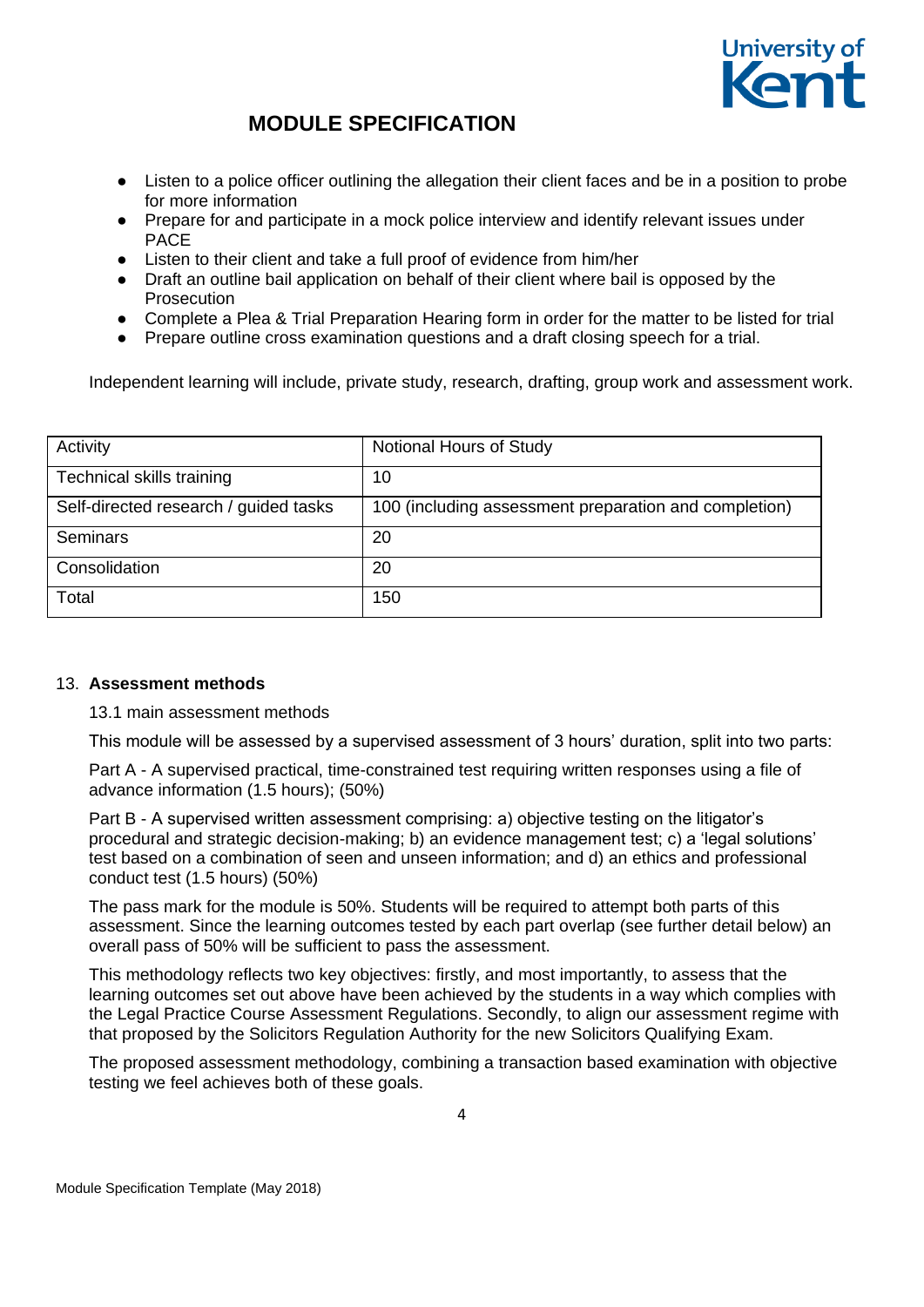- Listen to a police officer outlining the allegation their client faces and be in a position to probe for more information
- Prepare for and participate in a mock police interview and identify relevant issues under PACE
- Listen to their client and take a full proof of evidence from him/her
- Draft an outline bail application on behalf of their client where bail is opposed by the Prosecution
- Complete a Plea & Trial Preparation Hearing form in order for the matter to be listed for trial
- Prepare outline cross examination questions and a draft closing speech for a trial.

Independent learning will include, private study, research, drafting, group work and assessment work.

| Activity | Notional Hours of Study |
| --- | --- |
| Technical skills training | 10 |
| Self-directed research / guided tasks | 100 (including assessment preparation and completion) |
| Seminars | 20 |
| Consolidation | 20 |
| Total | 150 |

13. **Assessment methods**

13.1 main assessment methods

This module will be assessed by a supervised assessment of 3 hours' duration, split into two parts:

Part A - A supervised practical, time-constrained test requiring written responses using a file of advance information (1.5 hours); (50%)

Part B - A supervised written assessment comprising: a) objective testing on the litigator's procedural and strategic decision-making; b) an evidence management test; c) a 'legal solutions' test based on a combination of seen and unseen information; and d) an ethics and professional conduct test (1.5 hours) (50%)

The pass mark for the module is 50%. Students will be required to attempt both parts of this assessment. Since the learning outcomes tested by each part overlap (see further detail below) an overall pass of 50% will be sufficient to pass the assessment.

This methodology reflects two key objectives: firstly, and most importantly, to assess that the learning outcomes set out above have been achieved by the students in a way which complies with the Legal Practice Course Assessment Regulations. Secondly, to align our assessment regime with that proposed by the Solicitors Regulation Authority for the new Solicitors Qualifying Exam.

The proposed assessment methodology, combining a transaction based examination with objective testing we feel achieves both of these goals.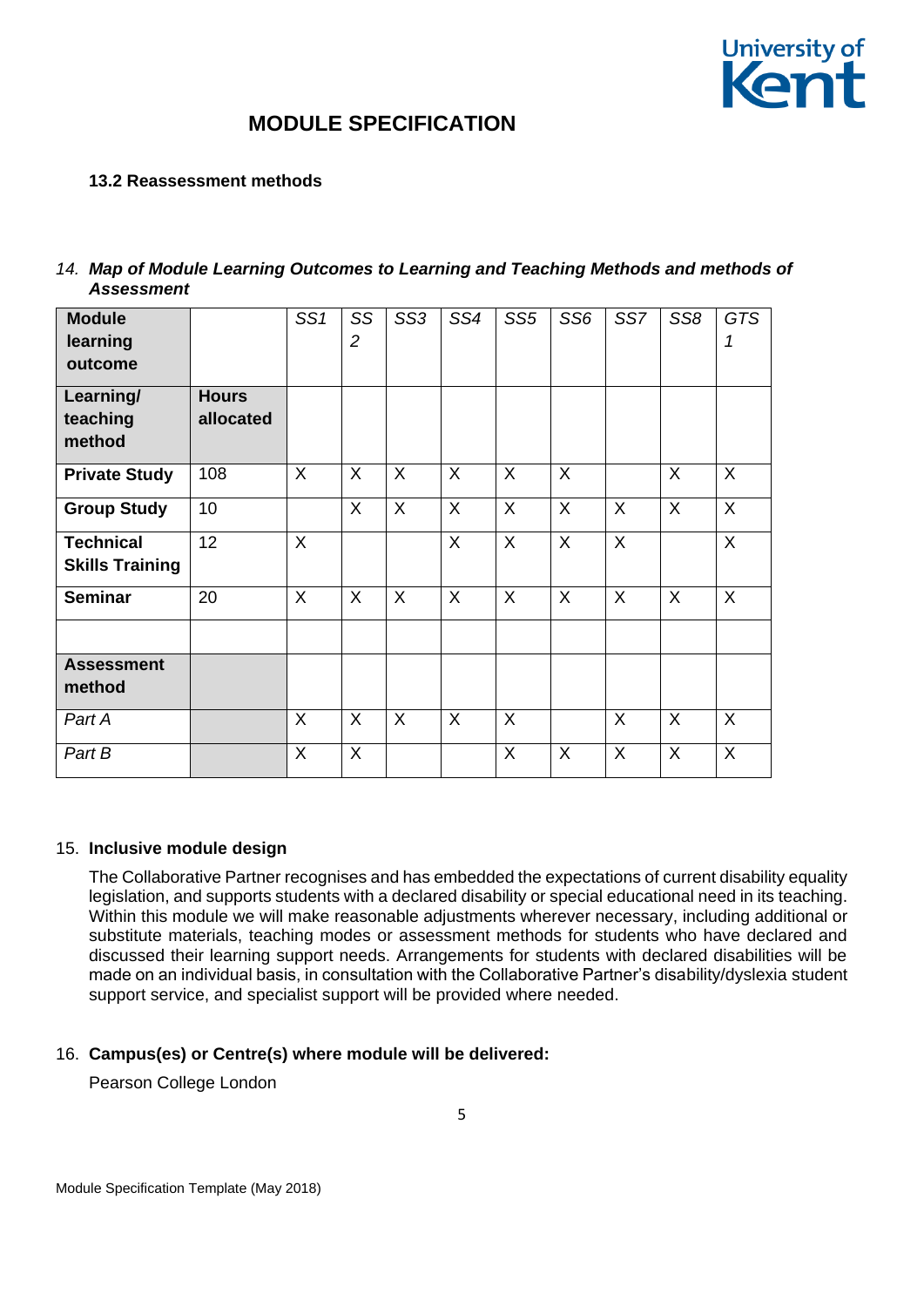### 13.2 Reassessment methods

### *14. Map of Module Learning Outcomes to Learning and Teaching Methods and methods of Assessment*

| **Module learning outcome** | | *SS1* | *SS 2* | *SS3* | *SS4* | *SS5* | *SS6* | *SS7* | *SS8* | *GTS 1* |
|---|---|---|---|---|---|---|---|---|---|---|
| **Learning/ teaching method** | **Hours allocated** | | | | | | | | | |
| **Private Study** | 108 | X | X | X | X | X | X | | X | X |
| **Group Study** | 10 | | X | X | X | X | X | X | X | X |
| **Technical Skills Training** | 12 | X | | | X | X | X | X | | X |
| **Seminar** | 20 | X | X | X | X | X | X | X | X | X |
| | | | | | | | | | | |
| **Assessment method** | | | | | | | | | | |
| *Part A* | | X | X | X | X | X | | X | X | X |
| *Part B* | | X | X | | | X | X | X | X | X |

### 15. Inclusive module design

The Collaborative Partner recognises and has embedded the expectations of current disability equality legislation, and supports students with a declared disability or special educational need in its teaching. Within this module we will make reasonable adjustments wherever necessary, including additional or substitute materials, teaching modes or assessment methods for students who have declared and discussed their learning support needs. Arrangements for students with declared disabilities will be made on an individual basis, in consultation with the Collaborative Partner's disability/dyslexia student support service, and specialist support will be provided where needed.

### 16. Campus(es) or Centre(s) where module will be delivered:

Pearson College London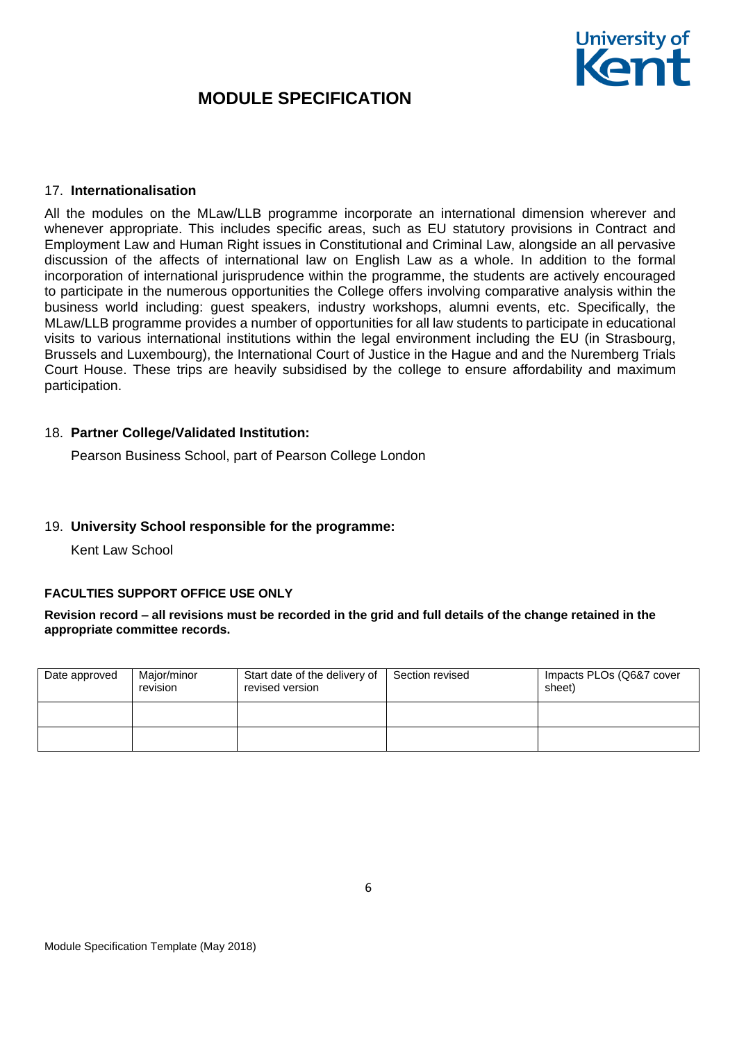# MODULE SPECIFICATION

17. **Internationalisation**

All the modules on the MLaw/LLB programme incorporate an international dimension wherever and whenever appropriate. This includes specific areas, such as EU statutory provisions in Contract and Employment Law and Human Right issues in Constitutional and Criminal Law, alongside an all pervasive discussion of the affects of international law on English Law as a whole. In addition to the formal incorporation of international jurisprudence within the programme, the students are actively encouraged to participate in the numerous opportunities the College offers involving comparative analysis within the business world including: guest speakers, industry workshops, alumni events, etc. Specifically, the MLaw/LLB programme provides a number of opportunities for all law students to participate in educational visits to various international institutions within the legal environment including the EU (in Strasbourg, Brussels and Luxembourg), the International Court of Justice in the Hague and and the Nuremberg Trials Court House. These trips are heavily subsidised by the college to ensure affordability and maximum participation.

18. **Partner College/Validated Institution:**

Pearson Business School, part of Pearson College London

19. **University School responsible for the programme:**

Kent Law School

**FACULTIES SUPPORT OFFICE USE ONLY**

**Revision record – all revisions must be recorded in the grid and full details of the change retained in the appropriate committee records.**

| Date approved | Major/minor revision | Start date of the delivery of revised version | Section revised | Impacts PLOs (Q6&7 cover sheet) |
|---|---|---|---|---|
| | | | | |
| | | | | |

Module Specification Template (May 2018)